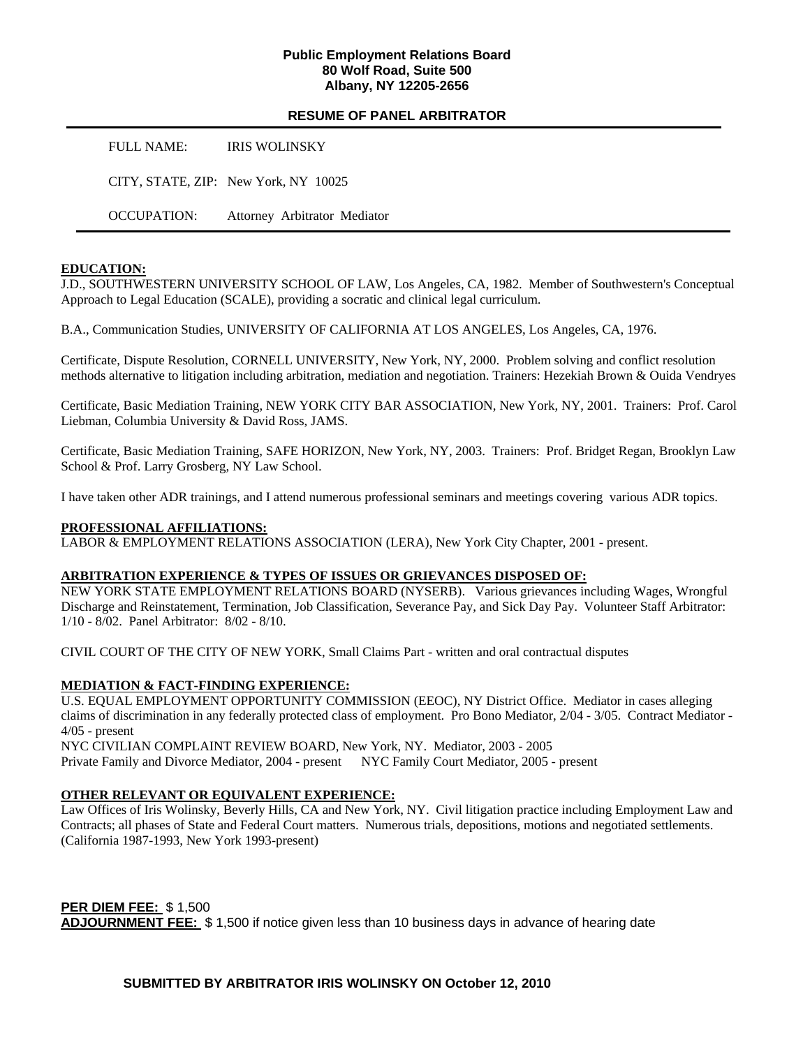**Public Employment Relations Board**
**80 Wolf Road, Suite 500**
**Albany, NY 12205-2656**

## RESUME OF PANEL ARBITRATOR

FULL NAME: IRIS WOLINSKY

CITY, STATE, ZIP: New York, NY 10025

OCCUPATION: Attorney Arbitrator Mediator

### EDUCATION:

J.D., SOUTHWESTERN UNIVERSITY SCHOOL OF LAW, Los Angeles, CA, 1982. Member of Southwestern's Conceptual Approach to Legal Education (SCALE), providing a socratic and clinical legal curriculum.

B.A., Communication Studies, UNIVERSITY OF CALIFORNIA AT LOS ANGELES, Los Angeles, CA, 1976.

Certificate, Dispute Resolution, CORNELL UNIVERSITY, New York, NY, 2000. Problem solving and conflict resolution methods alternative to litigation including arbitration, mediation and negotiation. Trainers: Hezekiah Brown & Ouida Vendryes

Certificate, Basic Mediation Training, NEW YORK CITY BAR ASSOCIATION, New York, NY, 2001. Trainers: Prof. Carol Liebman, Columbia University & David Ross, JAMS.

Certificate, Basic Mediation Training, SAFE HORIZON, New York, NY, 2003. Trainers: Prof. Bridget Regan, Brooklyn Law School & Prof. Larry Grosberg, NY Law School.

I have taken other ADR trainings, and I attend numerous professional seminars and meetings covering various ADR topics.

### PROFESSIONAL AFFILIATIONS:

LABOR & EMPLOYMENT RELATIONS ASSOCIATION (LERA), New York City Chapter, 2001 - present.

### ARBITRATION EXPERIENCE & TYPES OF ISSUES OR GRIEVANCES DISPOSED OF:

NEW YORK STATE EMPLOYMENT RELATIONS BOARD (NYSERB). Various grievances including Wages, Wrongful Discharge and Reinstatement, Termination, Job Classification, Severance Pay, and Sick Day Pay. Volunteer Staff Arbitrator: 1/10 - 8/02. Panel Arbitrator: 8/02 - 8/10.

CIVIL COURT OF THE CITY OF NEW YORK, Small Claims Part - written and oral contractual disputes

### MEDIATION & FACT-FINDING EXPERIENCE:

U.S. EQUAL EMPLOYMENT OPPORTUNITY COMMISSION (EEOC), NY District Office. Mediator in cases alleging claims of discrimination in any federally protected class of employment. Pro Bono Mediator, 2/04 - 3/05. Contract Mediator - 4/05 - present

NYC CIVILIAN COMPLAINT REVIEW BOARD, New York, NY. Mediator, 2003 - 2005

Private Family and Divorce Mediator, 2004 - present NYC Family Court Mediator, 2005 - present

### OTHER RELEVANT OR EQUIVALENT EXPERIENCE:

Law Offices of Iris Wolinsky, Beverly Hills, CA and New York, NY. Civil litigation practice including Employment Law and Contracts; all phases of State and Federal Court matters. Numerous trials, depositions, motions and negotiated settlements. (California 1987-1993, New York 1993-present)

**PER DIEM FEE:** $ 1,500

**ADJOURNMENT FEE:** $ 1,500 if notice given less than 10 business days in advance of hearing date

**SUBMITTED BY ARBITRATOR IRIS WOLINSKY ON October 12, 2010**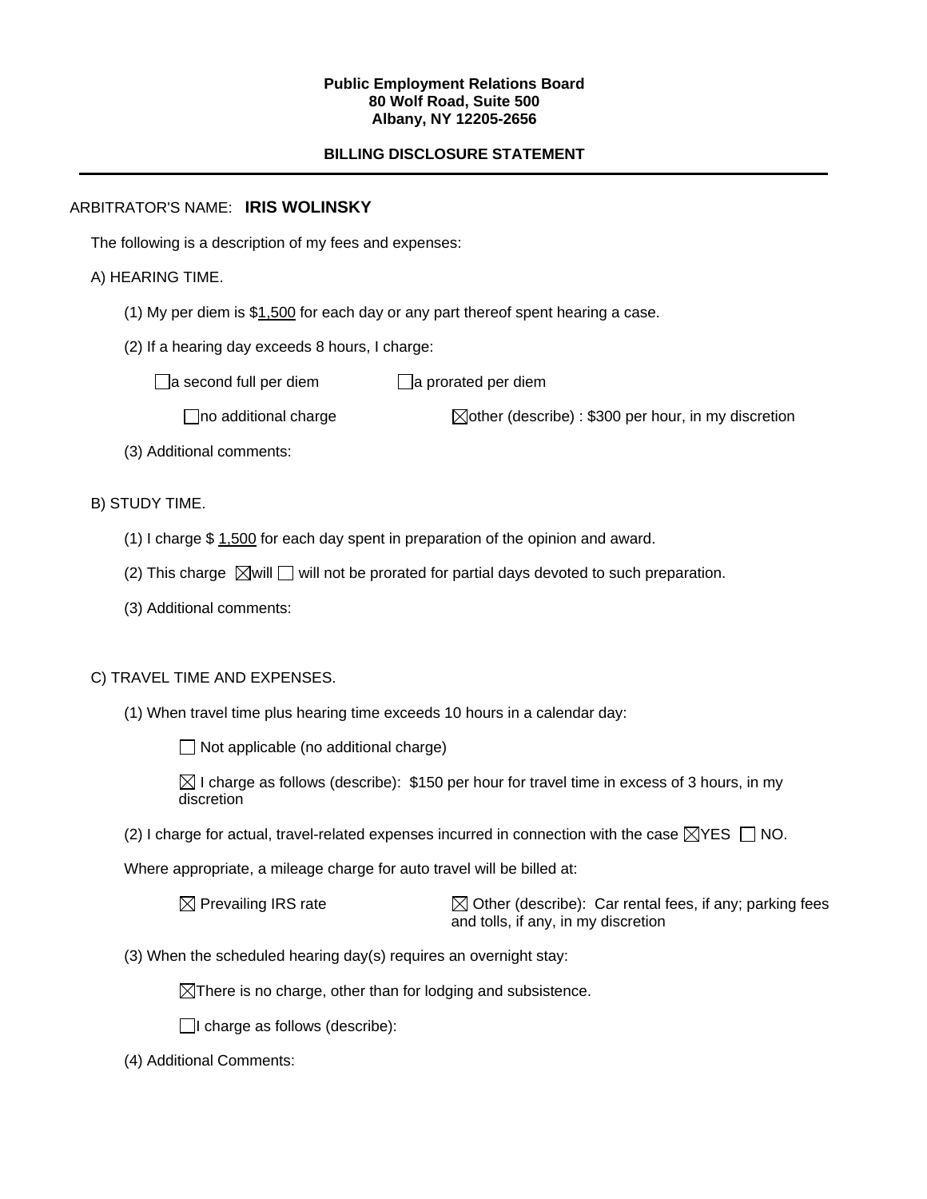**Public Employment Relations Board**
**80 Wolf Road, Suite 500**
**Albany, NY 12205-2656**

**BILLING DISCLOSURE STATEMENT**

---

ARBITRATOR'S NAME: **IRIS WOLINSKY**

The following is a description of my fees and expenses:

A) HEARING TIME.

(1) My per diem is $1,500 for each day or any part thereof spent hearing a case.

(2) If a hearing day exceeds 8 hours, I charge:

☐ a second full per diem ☐ a prorated per diem

☐ no additional charge ☒ other (describe) : $300 per hour, in my discretion

(3) Additional comments:

B) STUDY TIME.

(1) I charge $ 1,500 for each day spent in preparation of the opinion and award.

(2) This charge ☒ will ☐ will not be prorated for partial days devoted to such preparation.

(3) Additional comments:

C) TRAVEL TIME AND EXPENSES.

(1) When travel time plus hearing time exceeds 10 hours in a calendar day:

☐ Not applicable (no additional charge)

☒ I charge as follows (describe): $150 per hour for travel time in excess of 3 hours, in my discretion

(2) I charge for actual, travel-related expenses incurred in connection with the case ☒ YES ☐ NO.

Where appropriate, a mileage charge for auto travel will be billed at:

☒ Prevailing IRS rate ☒ Other (describe): Car rental fees, if any; parking fees and tolls, if any, in my discretion

(3) When the scheduled hearing day(s) requires an overnight stay:

☒ There is no charge, other than for lodging and subsistence.

☐ I charge as follows (describe):

(4) Additional Comments: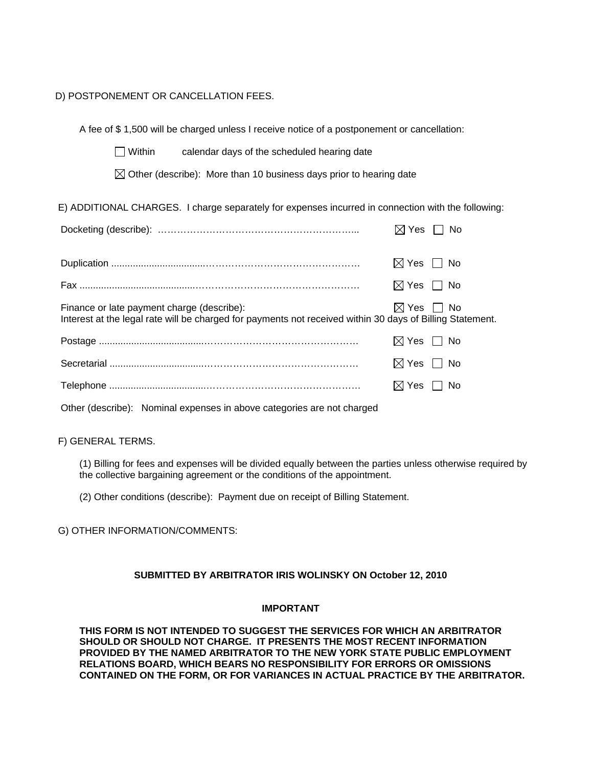D) POSTPONEMENT OR CANCELLATION FEES.

A fee of $ 1,500 will be charged unless I receive notice of a postponement or cancellation:

☐ Within calendar days of the scheduled hearing date

☒ Other (describe): More than 10 business days prior to hearing date

E) ADDITIONAL CHARGES. I charge separately for expenses incurred in connection with the following:

| | |
|---|---|
| Docketing (describe): ……………………………………………………… | ☒ Yes ☐ No |
| Duplication ………………………………………………………… | ☒ Yes ☐ No |
| Fax ………………………………………………………… | ☒ Yes ☐ No |
| Finance or late payment charge (describe): | ☒ Yes ☐ No |

Interest at the legal rate will be charged for payments not received within 30 days of Billing Statement.

| | |
|---|---|
| Postage ………………………………………………………… | ☒ Yes ☐ No |
| Secretarial ………………………………………………………… | ☒ Yes ☐ No |
| Telephone ………………………………………………………… | ☒ Yes ☐ No |

Other (describe): Nominal expenses in above categories are not charged

F) GENERAL TERMS.

(1) Billing for fees and expenses will be divided equally between the parties unless otherwise required by the collective bargaining agreement or the conditions of the appointment.

(2) Other conditions (describe): Payment due on receipt of Billing Statement.

G) OTHER INFORMATION/COMMENTS:

**SUBMITTED BY ARBITRATOR IRIS WOLINSKY ON October 12, 2010**

**IMPORTANT**

**THIS FORM IS NOT INTENDED TO SUGGEST THE SERVICES FOR WHICH AN ARBITRATOR SHOULD OR SHOULD NOT CHARGE. IT PRESENTS THE MOST RECENT INFORMATION PROVIDED BY THE NAMED ARBITRATOR TO THE NEW YORK STATE PUBLIC EMPLOYMENT RELATIONS BOARD, WHICH BEARS NO RESPONSIBILITY FOR ERRORS OR OMISSIONS CONTAINED ON THE FORM, OR FOR VARIANCES IN ACTUAL PRACTICE BY THE ARBITRATOR.**